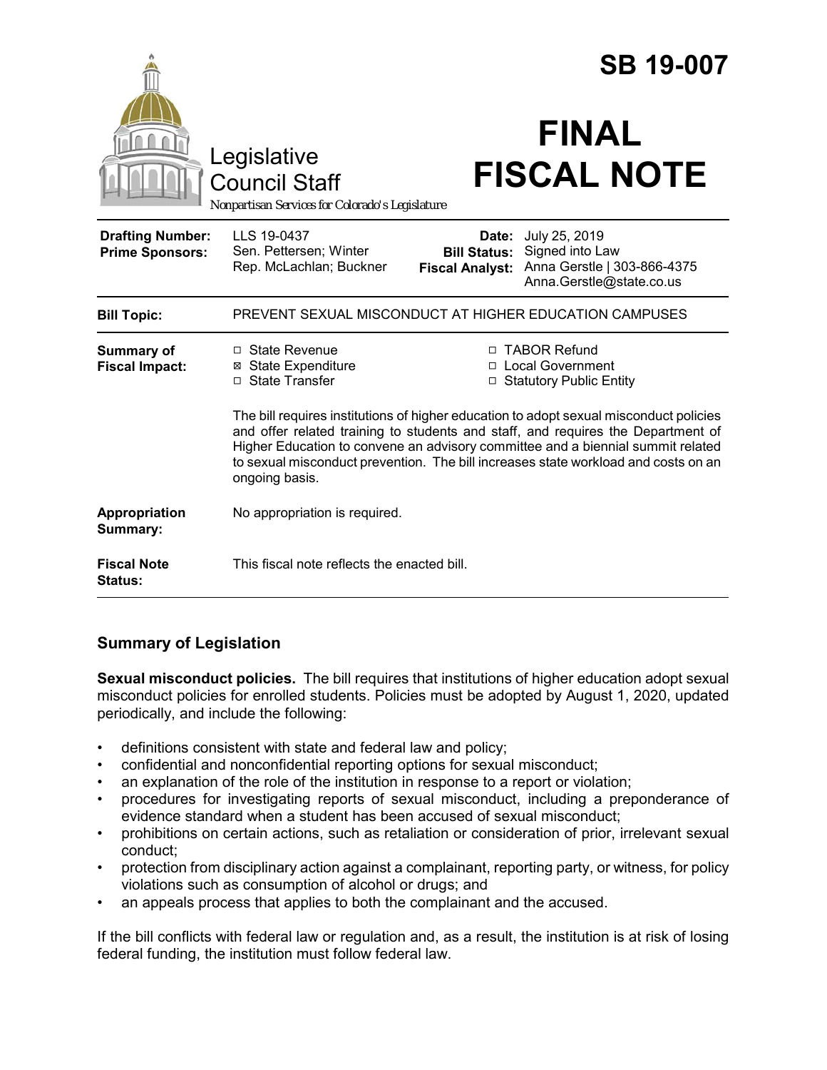# SB 19-007

Legislative Council Staff

*Nonpartisan Services for Colorado's Legislature*

# FINAL FISCAL NOTE

| | | | |
|---|---|---|---|
| **Drafting Number:** | LLS 19-0437 | **Date:** | July 25, 2019 |
| **Prime Sponsors:** | Sen. Pettersen; Winter<br>Rep. McLachlan; Buckner | **Bill Status:** | Signed into Law |
| | | **Fiscal Analyst:** | Anna Gerstle \| 303-866-4375<br>Anna.Gerstle@state.co.us |

| | |
|---|---|
| **Bill Topic:** | PREVENT SEXUAL MISCONDUCT AT HIGHER EDUCATION CAMPUSES |
| **Summary of Fiscal Impact:** | ☐ State Revenue<br>☒ State Expenditure<br>☐ State Transfer<br>☐ TABOR Refund<br>☐ Local Government<br>☐ Statutory Public Entity<br><br>The bill requires institutions of higher education to adopt sexual misconduct policies and offer related training to students and staff, and requires the Department of Higher Education to convene an advisory committee and a biennial summit related to sexual misconduct prevention. The bill increases state workload and costs on an ongoing basis. |
| **Appropriation Summary:** | No appropriation is required. |
| **Fiscal Note Status:** | This fiscal note reflects the enacted bill. |

## Summary of Legislation

**Sexual misconduct policies.** The bill requires that institutions of higher education adopt sexual misconduct policies for enrolled students. Policies must be adopted by August 1, 2020, updated periodically, and include the following:

- definitions consistent with state and federal law and policy;
- confidential and nonconfidential reporting options for sexual misconduct;
- an explanation of the role of the institution in response to a report or violation;
- procedures for investigating reports of sexual misconduct, including a preponderance of evidence standard when a student has been accused of sexual misconduct;
- prohibitions on certain actions, such as retaliation or consideration of prior, irrelevant sexual conduct;
- protection from disciplinary action against a complainant, reporting party, or witness, for policy violations such as consumption of alcohol or drugs; and
- an appeals process that applies to both the complainant and the accused.

If the bill conflicts with federal law or regulation and, as a result, the institution is at risk of losing federal funding, the institution must follow federal law.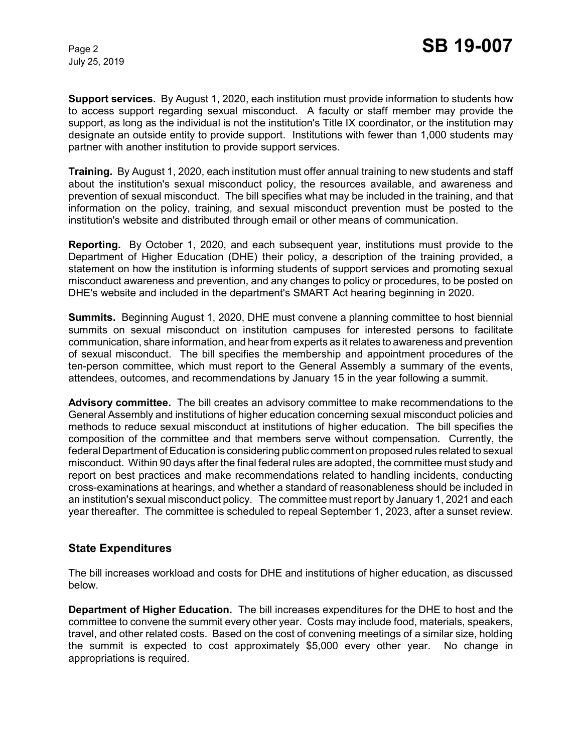**Support services.** By August 1, 2020, each institution must provide information to students how to access support regarding sexual misconduct. A faculty or staff member may provide the support, as long as the individual is not the institution's Title IX coordinator, or the institution may designate an outside entity to provide support. Institutions with fewer than 1,000 students may partner with another institution to provide support services.

**Training.** By August 1, 2020, each institution must offer annual training to new students and staff about the institution's sexual misconduct policy, the resources available, and awareness and prevention of sexual misconduct. The bill specifies what may be included in the training, and that information on the policy, training, and sexual misconduct prevention must be posted to the institution's website and distributed through email or other means of communication.

**Reporting.** By October 1, 2020, and each subsequent year, institutions must provide to the Department of Higher Education (DHE) their policy, a description of the training provided, a statement on how the institution is informing students of support services and promoting sexual misconduct awareness and prevention, and any changes to policy or procedures, to be posted on DHE's website and included in the department's SMART Act hearing beginning in 2020.

**Summits.** Beginning August 1, 2020, DHE must convene a planning committee to host biennial summits on sexual misconduct on institution campuses for interested persons to facilitate communication, share information, and hear from experts as it relates to awareness and prevention of sexual misconduct. The bill specifies the membership and appointment procedures of the ten-person committee, which must report to the General Assembly a summary of the events, attendees, outcomes, and recommendations by January 15 in the year following a summit.

**Advisory committee.** The bill creates an advisory committee to make recommendations to the General Assembly and institutions of higher education concerning sexual misconduct policies and methods to reduce sexual misconduct at institutions of higher education. The bill specifies the composition of the committee and that members serve without compensation. Currently, the federal Department of Education is considering public comment on proposed rules related to sexual misconduct. Within 90 days after the final federal rules are adopted, the committee must study and report on best practices and make recommendations related to handling incidents, conducting cross-examinations at hearings, and whether a standard of reasonableness should be included in an institution's sexual misconduct policy. The committee must report by January 1, 2021 and each year thereafter. The committee is scheduled to repeal September 1, 2023, after a sunset review.

## State Expenditures

The bill increases workload and costs for DHE and institutions of higher education, as discussed below.

**Department of Higher Education.** The bill increases expenditures for the DHE to host and the committee to convene the summit every other year. Costs may include food, materials, speakers, travel, and other related costs. Based on the cost of convening meetings of a similar size, holding the summit is expected to cost approximately $5,000 every other year. No change in appropriations is required.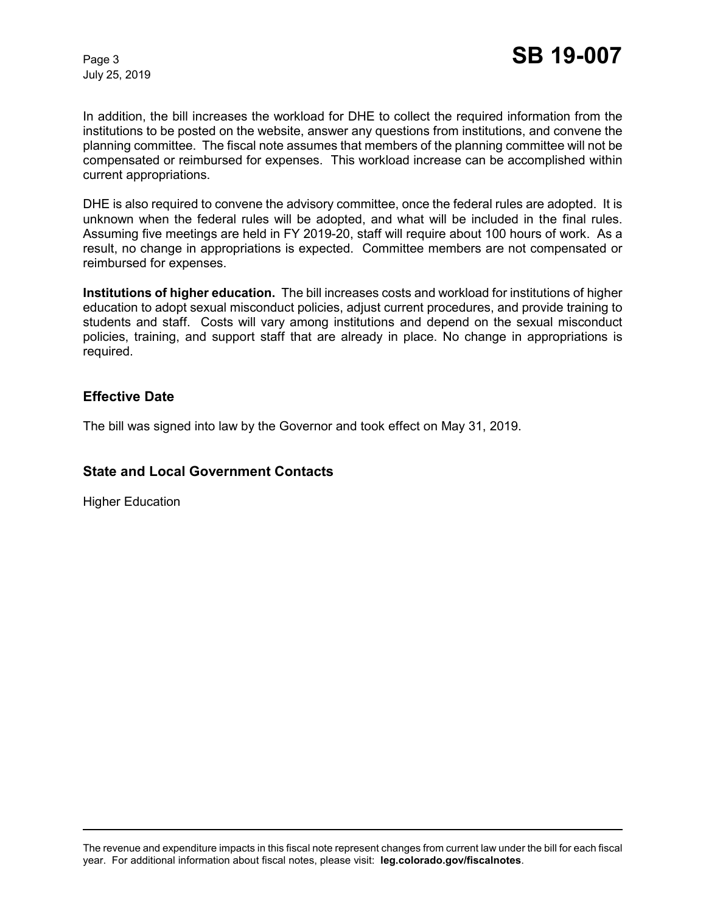In addition, the bill increases the workload for DHE to collect the required information from the institutions to be posted on the website, answer any questions from institutions, and convene the planning committee. The fiscal note assumes that members of the planning committee will not be compensated or reimbursed for expenses. This workload increase can be accomplished within current appropriations.

DHE is also required to convene the advisory committee, once the federal rules are adopted. It is unknown when the federal rules will be adopted, and what will be included in the final rules. Assuming five meetings are held in FY 2019-20, staff will require about 100 hours of work. As a result, no change in appropriations is expected. Committee members are not compensated or reimbursed for expenses.

**Institutions of higher education.** The bill increases costs and workload for institutions of higher education to adopt sexual misconduct policies, adjust current procedures, and provide training to students and staff. Costs will vary among institutions and depend on the sexual misconduct policies, training, and support staff that are already in place. No change in appropriations is required.

## Effective Date

The bill was signed into law by the Governor and took effect on May 31, 2019.

## State and Local Government Contacts

Higher Education

The revenue and expenditure impacts in this fiscal note represent changes from current law under the bill for each fiscal year. For additional information about fiscal notes, please visit: **leg.colorado.gov/fiscalnotes**.